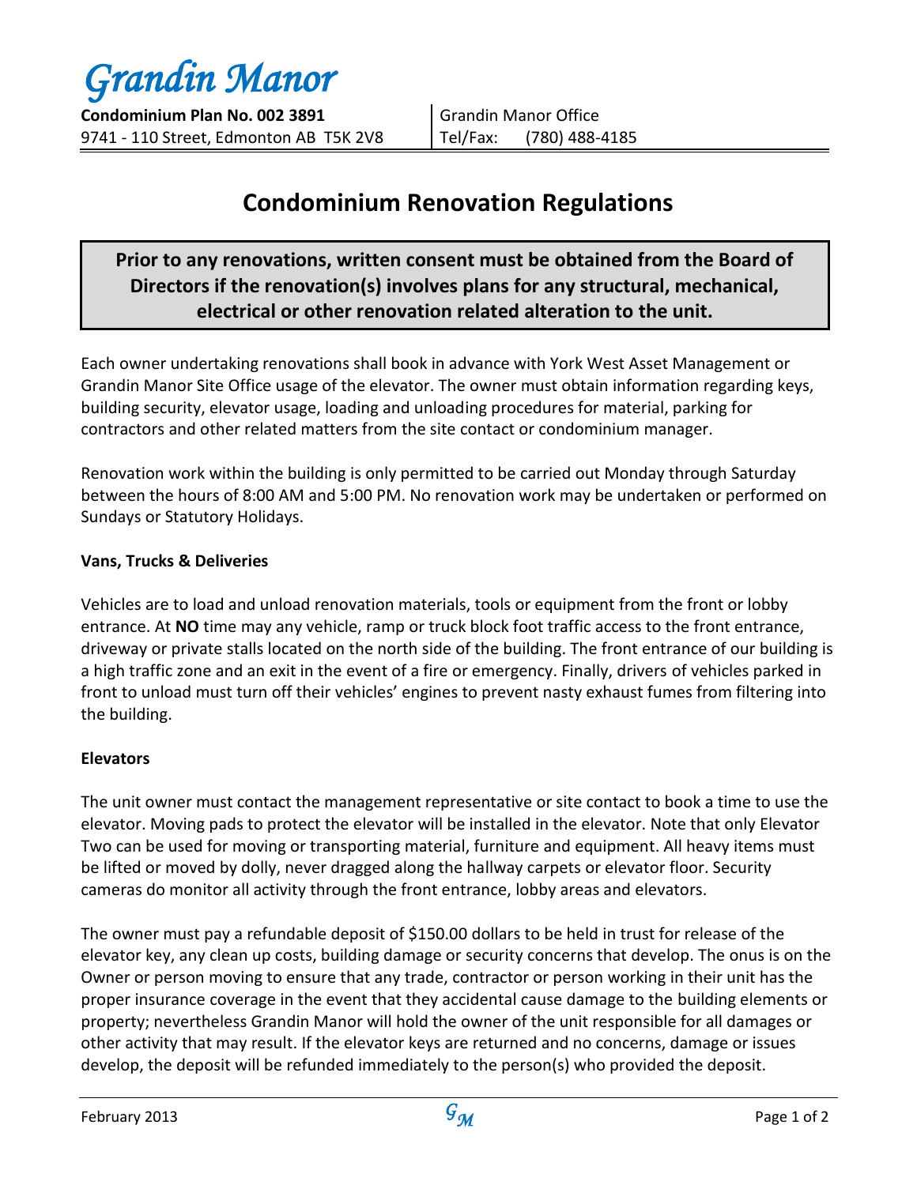# Grandin Manor

**Condominium Plan No. 002 3891**
9741 - 110 Street, Edmonton AB T5K 2V8

Grandin Manor Office
Tel/Fax: (780) 488-4185

## Condominium Renovation Regulations

**Prior to any renovations, written consent must be obtained from the Board of Directors if the renovation(s) involves plans for any structural, mechanical, electrical or other renovation related alteration to the unit.**

Each owner undertaking renovations shall book in advance with York West Asset Management or Grandin Manor Site Office usage of the elevator. The owner must obtain information regarding keys, building security, elevator usage, loading and unloading procedures for material, parking for contractors and other related matters from the site contact or condominium manager.

Renovation work within the building is only permitted to be carried out Monday through Saturday between the hours of 8:00 AM and 5:00 PM. No renovation work may be undertaken or performed on Sundays or Statutory Holidays.

### Vans, Trucks & Deliveries

Vehicles are to load and unload renovation materials, tools or equipment from the front or lobby entrance. At **NO** time may any vehicle, ramp or truck block foot traffic access to the front entrance, driveway or private stalls located on the north side of the building. The front entrance of our building is a high traffic zone and an exit in the event of a fire or emergency. Finally, drivers of vehicles parked in front to unload must turn off their vehicles' engines to prevent nasty exhaust fumes from filtering into the building.

### Elevators

The unit owner must contact the management representative or site contact to book a time to use the elevator. Moving pads to protect the elevator will be installed in the elevator. Note that only Elevator Two can be used for moving or transporting material, furniture and equipment. All heavy items must be lifted or moved by dolly, never dragged along the hallway carpets or elevator floor. Security cameras do monitor all activity through the front entrance, lobby areas and elevators.

The owner must pay a refundable deposit of $150.00 dollars to be held in trust for release of the elevator key, any clean up costs, building damage or security concerns that develop. The onus is on the Owner or person moving to ensure that any trade, contractor or person working in their unit has the proper insurance coverage in the event that they accidental cause damage to the building elements or property; nevertheless Grandin Manor will hold the owner of the unit responsible for all damages or other activity that may result. If the elevator keys are returned and no concerns, damage or issues develop, the deposit will be refunded immediately to the person(s) who provided the deposit.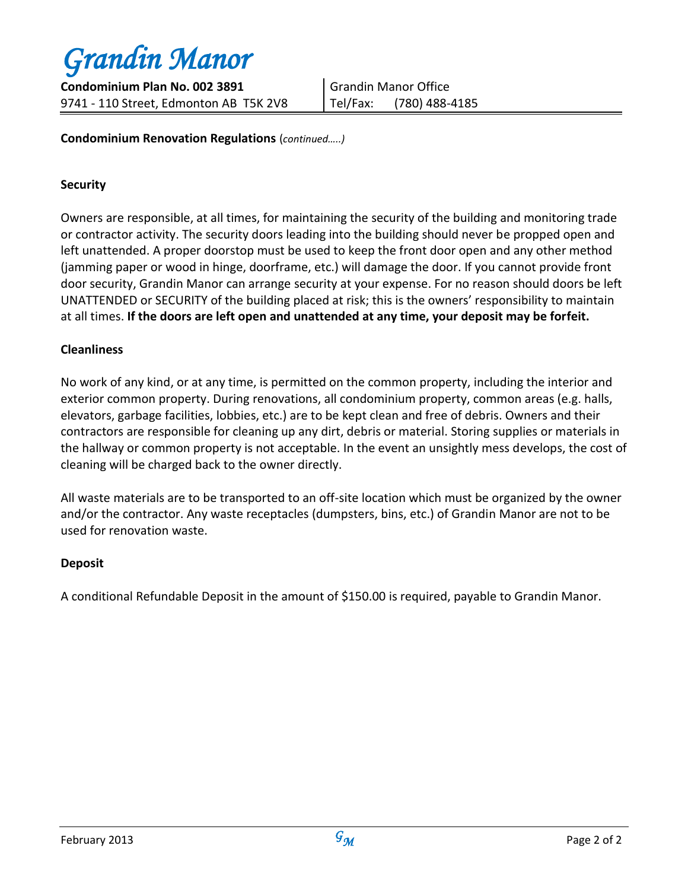**Condominium Renovation Regulations** (*continued…..)*

**Security**

Owners are responsible, at all times, for maintaining the security of the building and monitoring trade or contractor activity. The security doors leading into the building should never be propped open and left unattended. A proper doorstop must be used to keep the front door open and any other method (jamming paper or wood in hinge, doorframe, etc.) will damage the door. If you cannot provide front door security, Grandin Manor can arrange security at your expense. For no reason should doors be left UNATTENDED or SECURITY of the building placed at risk; this is the owners' responsibility to maintain at all times. **If the doors are left open and unattended at any time, your deposit may be forfeit.**

**Cleanliness**

No work of any kind, or at any time, is permitted on the common property, including the interior and exterior common property. During renovations, all condominium property, common areas (e.g. halls, elevators, garbage facilities, lobbies, etc.) are to be kept clean and free of debris. Owners and their contractors are responsible for cleaning up any dirt, debris or material. Storing supplies or materials in the hallway or common property is not acceptable. In the event an unsightly mess develops, the cost of cleaning will be charged back to the owner directly.

All waste materials are to be transported to an off-site location which must be organized by the owner and/or the contractor. Any waste receptacles (dumpsters, bins, etc.) of Grandin Manor are not to be used for renovation waste.

**Deposit**

A conditional Refundable Deposit in the amount of $150.00 is required, payable to Grandin Manor.